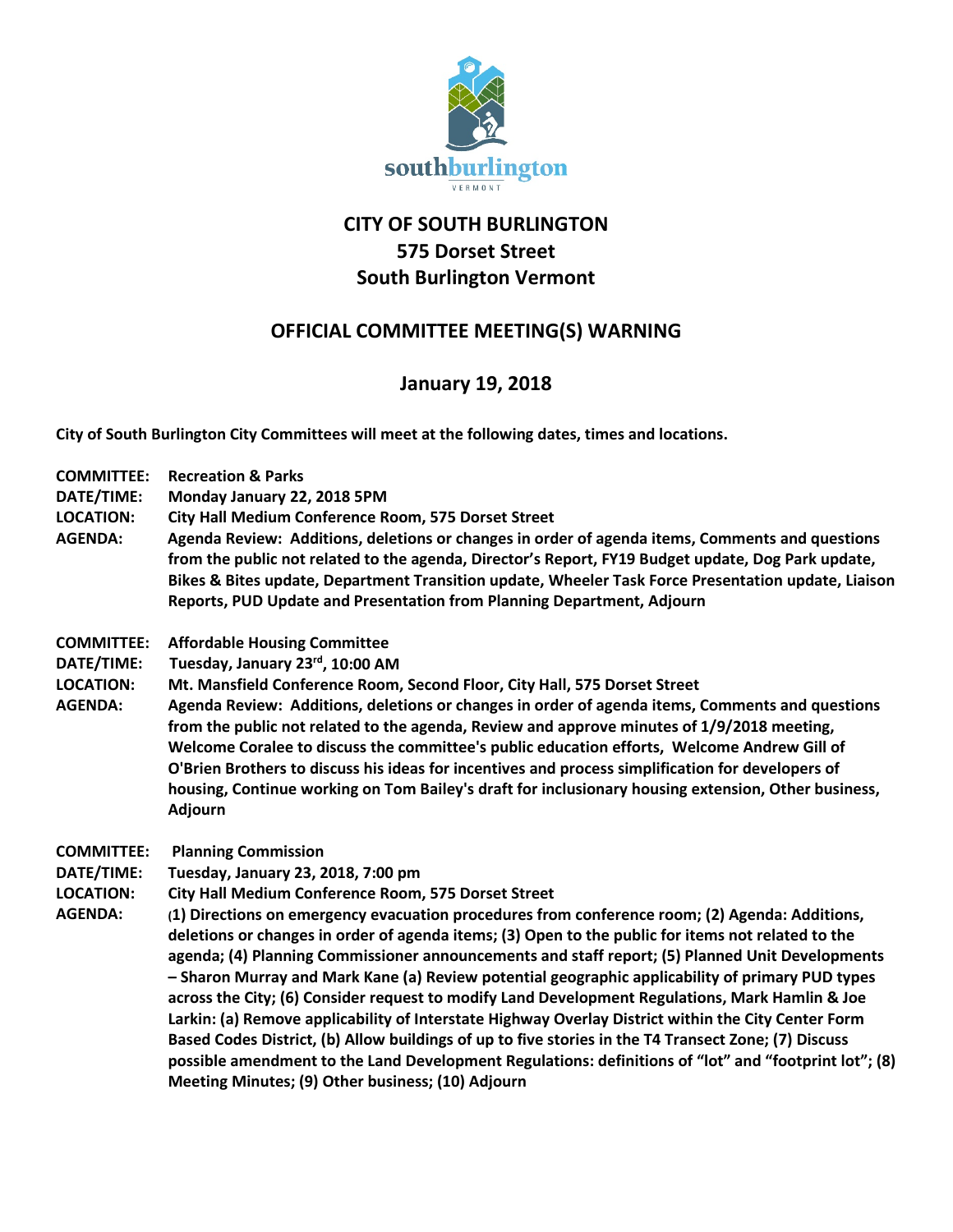southburlington
VERMONT

# CITY OF SOUTH BURLINGTON
## 575 Dorset Street
## South Burlington Vermont

## OFFICIAL COMMITTEE MEETING(S) WARNING

## January 19, 2018

**City of South Burlington City Committees will meet at the following dates, times and locations.**

**COMMITTEE:** Recreation & Parks
**DATE/TIME:** Monday January 22, 2018 5PM
**LOCATION:** City Hall Medium Conference Room, 575 Dorset Street
**AGENDA:** Agenda Review: Additions, deletions or changes in order of agenda items, Comments and questions from the public not related to the agenda, Director's Report, FY19 Budget update, Dog Park update, Bikes & Bites update, Department Transition update, Wheeler Task Force Presentation update, Liaison Reports, PUD Update and Presentation from Planning Department, Adjourn

**COMMITTEE:** Affordable Housing Committee
**DATE/TIME:** Tuesday, January 23rd, 10:00 AM
**LOCATION:** Mt. Mansfield Conference Room, Second Floor, City Hall, 575 Dorset Street
**AGENDA:** Agenda Review: Additions, deletions or changes in order of agenda items, Comments and questions from the public not related to the agenda, Review and approve minutes of 1/9/2018 meeting, Welcome Coralee to discuss the committee's public education efforts, Welcome Andrew Gill of O'Brien Brothers to discuss his ideas for incentives and process simplification for developers of housing, Continue working on Tom Bailey's draft for inclusionary housing extension, Other business, Adjourn

**COMMITTEE:** Planning Commission
**DATE/TIME:** Tuesday, January 23, 2018, 7:00 pm
**LOCATION:** City Hall Medium Conference Room, 575 Dorset Street
**AGENDA:** (1) Directions on emergency evacuation procedures from conference room; (2) Agenda: Additions, deletions or changes in order of agenda items; (3) Open to the public for items not related to the agenda; (4) Planning Commissioner announcements and staff report; (5) Planned Unit Developments – Sharon Murray and Mark Kane (a) Review potential geographic applicability of primary PUD types across the City; (6) Consider request to modify Land Development Regulations, Mark Hamlin & Joe Larkin: (a) Remove applicability of Interstate Highway Overlay District within the City Center Form Based Codes District, (b) Allow buildings of up to five stories in the T4 Transect Zone; (7) Discuss possible amendment to the Land Development Regulations: definitions of "lot" and "footprint lot"; (8) Meeting Minutes; (9) Other business; (10) Adjourn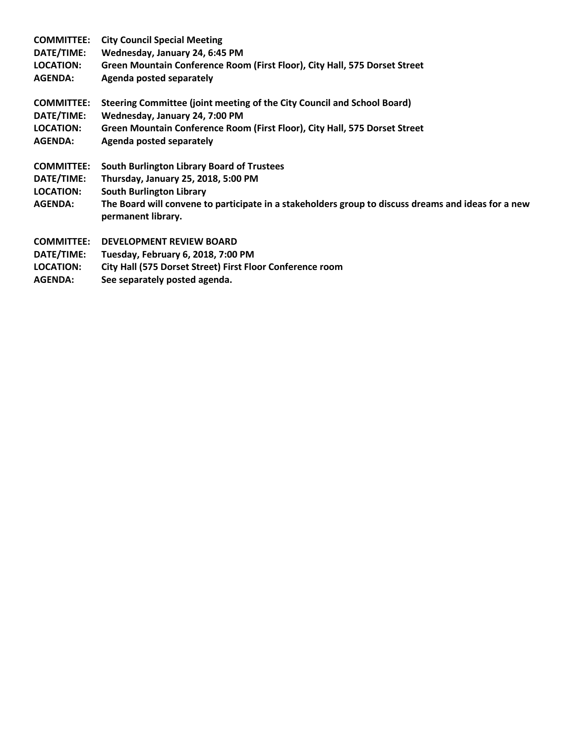**COMMITTEE:** **City Council Special Meeting**
**DATE/TIME:** **Wednesday, January 24, 6:45 PM**
**LOCATION:** **Green Mountain Conference Room (First Floor), City Hall, 575 Dorset Street**
**AGENDA:** **Agenda posted separately**

**COMMITTEE:** **Steering Committee (joint meeting of the City Council and School Board)**
**DATE/TIME:** **Wednesday, January 24, 7:00 PM**
**LOCATION:** **Green Mountain Conference Room (First Floor), City Hall, 575 Dorset Street**
**AGENDA:** **Agenda posted separately**

**COMMITTEE:** **South Burlington Library Board of Trustees**
**DATE/TIME:** **Thursday, January 25, 2018, 5:00 PM**
**LOCATION:** **South Burlington Library**
**AGENDA:** **The Board will convene to participate in a stakeholders group to discuss dreams and ideas for a new permanent library.**

**COMMITTEE:** **DEVELOPMENT REVIEW BOARD**
**DATE/TIME:** **Tuesday, February 6, 2018, 7:00 PM**
**LOCATION:** **City Hall (575 Dorset Street) First Floor Conference room**
**AGENDA:** **See separately posted agenda.**